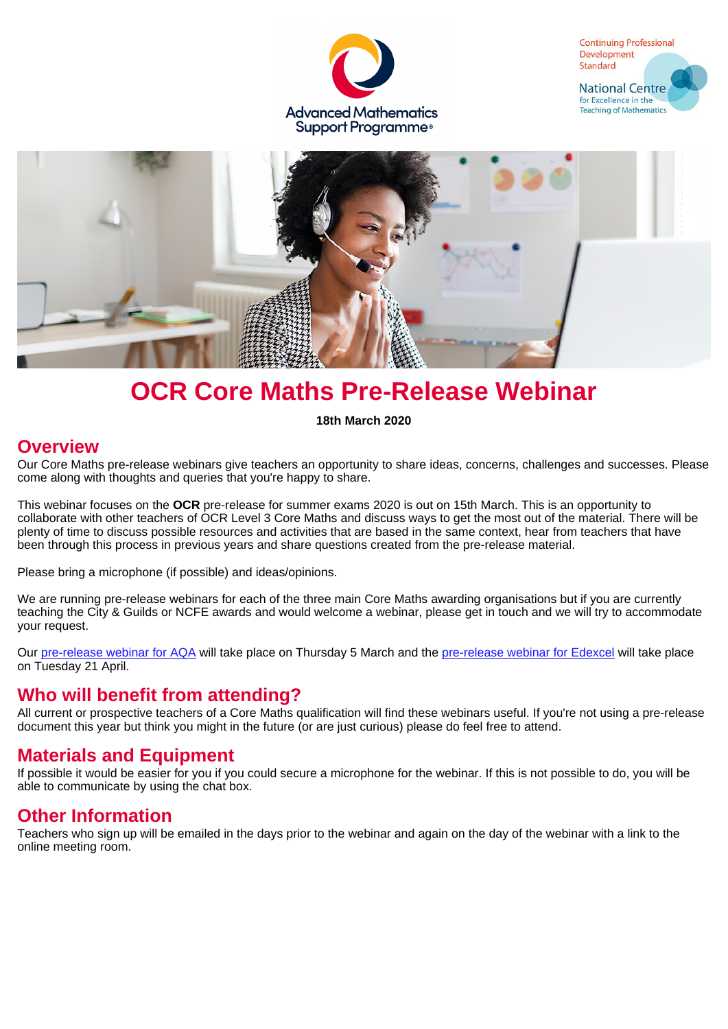# OCR Core Maths Pre-Release Webinar

**18th March 2020**

## Overview

Our Core Maths pre-release webinars give teachers an opportunity to share ideas, concerns, challenges and successes. Please come along with thoughts and queries that you're happy to share.

This webinar focuses on the **OCR** pre-release for summer exams 2020 is out on 15th March. This is an opportunity to collaborate with other teachers of OCR Level 3 Core Maths and discuss ways to get the most out of the material. There will be plenty of time to discuss possible resources and activities that are based in the same context, hear from teachers that have been through this process in previous years and share questions created from the pre-release material.

Please bring a microphone (if possible) and ideas/opinions.

We are running pre-release webinars for each of the three main Core Maths awarding organisations but if you are currently teaching the City & Guilds or NCFE awards and would welcome a webinar, please get in touch and we will try to accommodate your request.

Our pre-release webinar for AQA will take place on Thursday 5 March and the pre-release webinar for Edexcel will take place on Tuesday 21 April.

## Who will benefit from attending?

All current or prospective teachers of a Core Maths qualification will find these webinars useful. If you're not using a pre-release document this year but think you might in the future (or are just curious) please do feel free to attend.

## Materials and Equipment

If possible it would be easier for you if you could secure a microphone for the webinar. If this is not possible to do, you will be able to communicate by using the chat box.

## Other Information

Teachers who sign up will be emailed in the days prior to the webinar and again on the day of the webinar with a link to the online meeting room.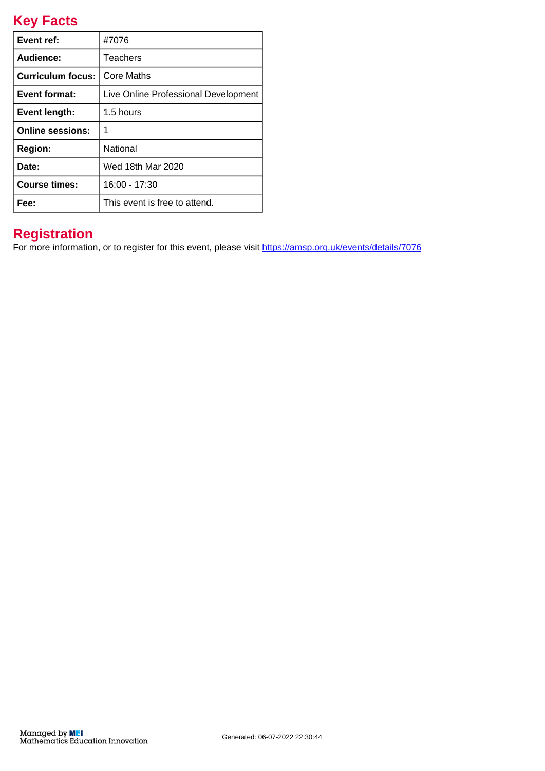## Key Facts

| | |
|---|---|
| **Event ref:** | #7076 |
| **Audience:** | Teachers |
| **Curriculum focus:** | Core Maths |
| **Event format:** | Live Online Professional Development |
| **Event length:** | 1.5 hours |
| **Online sessions:** | 1 |
| **Region:** | National |
| **Date:** | Wed 18th Mar 2020 |
| **Course times:** | 16:00 - 17:30 |
| **Fee:** | This event is free to attend. |

## Registration

For more information, or to register for this event, please visit https://amsp.org.uk/events/details/7076